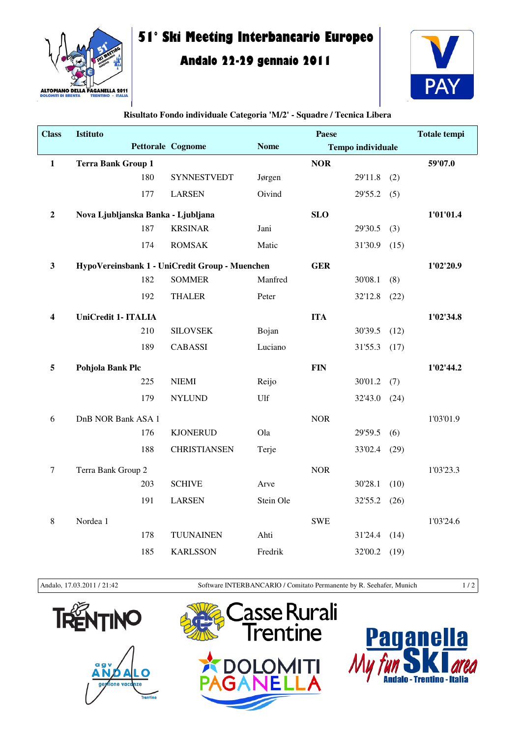# 51° Ski Meeting Interbancario Europeo

## Andalo 22-29 gennaio 2011

**Risultato Fondo individuale Categoria 'M/2' - Squadre / Tecnica Libera**

| Class | Istituto / Pettorale | Cognome | Nome | Paese / Tempo individuale | | Totale tempi |
|---|---|---|---|---|---|---|
| **1** | **Terra Bank Group 1** | | | **NOR** | | **59'07.0** |
| | 180 | SYNNESTVEDT | Jørgen | 29'11.8 | (2) | |
| | 177 | LARSEN | Oivind | 29'55.2 | (5) | |
| **2** | **Nova Ljubljanska Banka - Ljubljana** | | | **SLO** | | **1'01'01.4** |
| | 187 | KRSINAR | Jani | 29'30.5 | (3) | |
| | 174 | ROMSAK | Matic | 31'30.9 | (15) | |
| **3** | **HypoVereinsbank 1 - UniCredit Group - Muenchen** | | | **GER** | | **1'02'20.9** |
| | 182 | SOMMER | Manfred | 30'08.1 | (8) | |
| | 192 | THALER | Peter | 32'12.8 | (22) | |
| **4** | **UniCredit 1- ITALIA** | | | **ITA** | | **1'02'34.8** |
| | 210 | SILOVSEK | Bojan | 30'39.5 | (12) | |
| | 189 | CABASSI | Luciano | 31'55.3 | (17) | |
| **5** | **Pohjola Bank Plc** | | | **FIN** | | **1'02'44.2** |
| | 225 | NIEMI | Reijo | 30'01.2 | (7) | |
| | 179 | NYLUND | Ulf | 32'43.0 | (24) | |
| 6 | DnB NOR Bank ASA 1 | | | NOR | | 1'03'01.9 |
| | 176 | KJONERUD | Ola | 29'59.5 | (6) | |
| | 188 | CHRISTIANSEN | Terje | 33'02.4 | (29) | |
| 7 | Terra Bank Group 2 | | | NOR | | 1'03'23.3 |
| | 203 | SCHIVE | Arve | 30'28.1 | (10) | |
| | 191 | LARSEN | Stein Ole | 32'55.2 | (26) | |
| 8 | Nordea 1 | | | SWE | | 1'03'24.6 |
| | 178 | TUUNAINEN | Ahti | 31'24.4 | (14) | |
| | 185 | KARLSSON | Fredrik | 32'00.2 | (19) | |

Andalo, 17.03.2011 / 21:42 — Software INTERBANCARIO / Comitato Permanente by R. Seehafer, Munich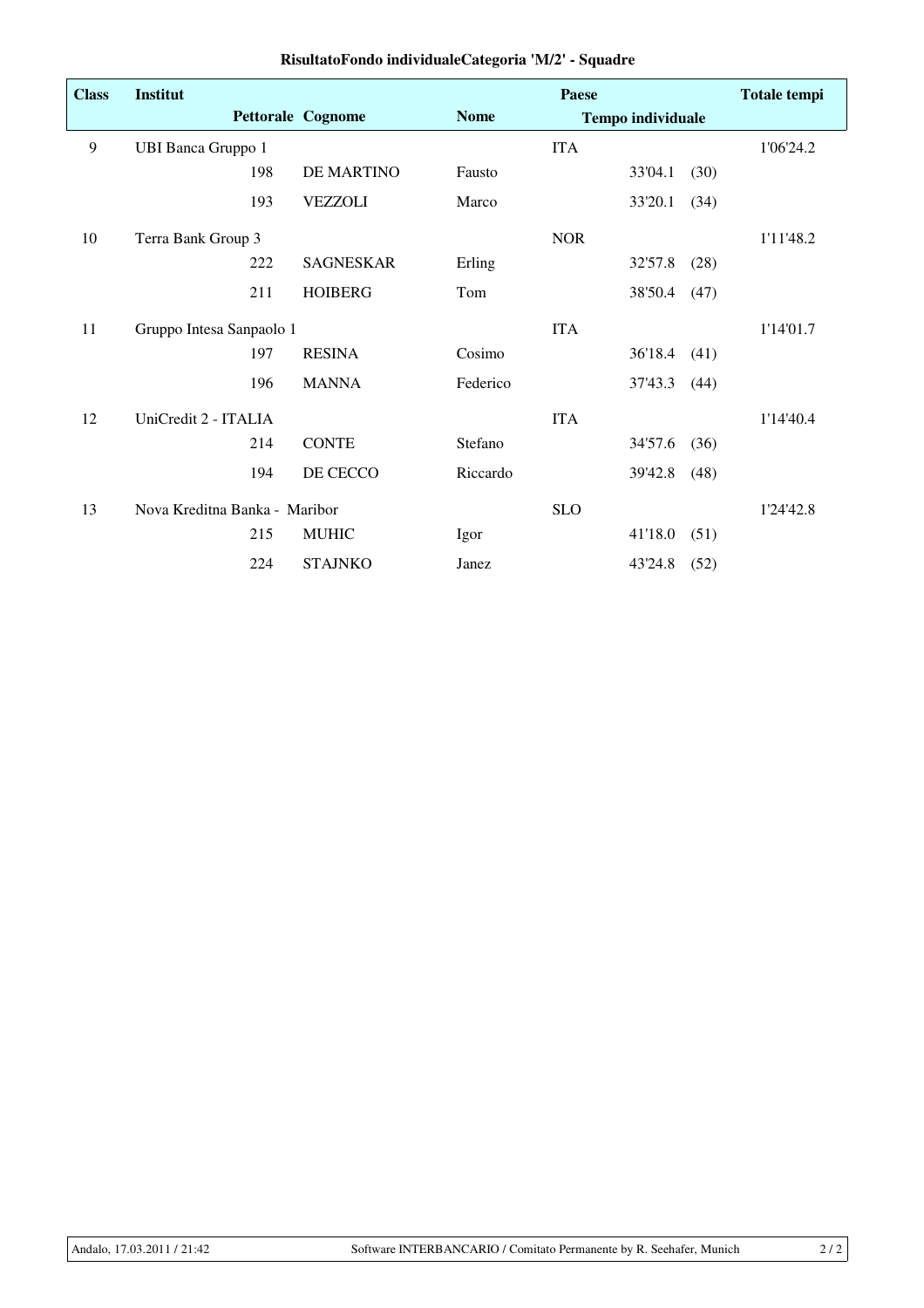## RisultatoFondo individualeCategoria 'M/2' - Squadre

| Class | Institut | | | Paese | | | Totale tempi |
|---|---|---|---|---|---|---|---|
| | Pettorale | Cognome | Nome | Tempo individuale | | | |
| 9 | UBI Banca Gruppo 1 | | | ITA | | | 1'06'24.2 |
| | 198 | DE MARTINO | Fausto | | 33'04.1 | (30) | |
| | 193 | VEZZOLI | Marco | | 33'20.1 | (34) | |
| 10 | Terra Bank Group 3 | | | NOR | | | 1'11'48.2 |
| | 222 | SAGNESKAR | Erling | | 32'57.8 | (28) | |
| | 211 | HOIBERG | Tom | | 38'50.4 | (47) | |
| 11 | Gruppo Intesa Sanpaolo 1 | | | ITA | | | 1'14'01.7 |
| | 197 | RESINA | Cosimo | | 36'18.4 | (41) | |
| | 196 | MANNA | Federico | | 37'43.3 | (44) | |
| 12 | UniCredit 2 - ITALIA | | | ITA | | | 1'14'40.4 |
| | 214 | CONTE | Stefano | | 34'57.6 | (36) | |
| | 194 | DE CECCO | Riccardo | | 39'42.8 | (48) | |
| 13 | Nova Kreditna Banka - Maribor | | | SLO | | | 1'24'42.8 |
| | 215 | MUHIC | Igor | | 41'18.0 | (51) | |
| | 224 | STAJNKO | Janez | | 43'24.8 | (52) | |

Andalo, 17.03.2011 / 21:42 — Software INTERBANCARIO / Comitato Permanente by R. Seehafer, Munich